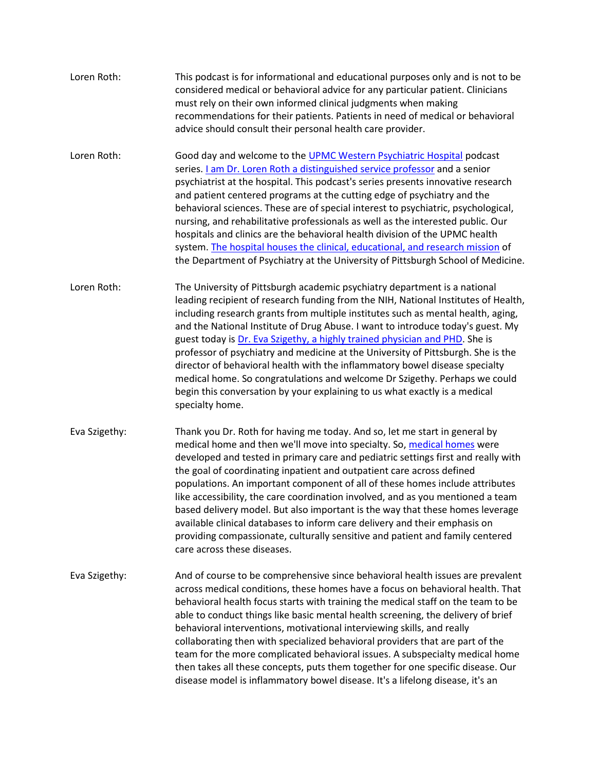Loren Roth: This podcast is for informational and educational purposes only and is not to be considered medical or behavioral advice for any particular patient. Clinicians must rely on their own informed clinical judgments when making recommendations for their patients. Patients in need of medical or behavioral advice should consult their personal health care provider.

Loren Roth: Good day and welcome to the [UPMC Western Psychiatric Hospital]() podcast series. [I am Dr. Loren Roth a distinguished service professor]() and a senior psychiatrist at the hospital. This podcast's series presents innovative research and patient centered programs at the cutting edge of psychiatry and the behavioral sciences. These are of special interest to psychiatric, psychological, nursing, and rehabilitative professionals as well as the interested public. Our hospitals and clinics are the behavioral health division of the UPMC health system. [The hospital houses the clinical, educational, and research mission]() of the Department of Psychiatry at the University of Pittsburgh School of Medicine.

Loren Roth: The University of Pittsburgh academic psychiatry department is a national leading recipient of research funding from the NIH, National Institutes of Health, including research grants from multiple institutes such as mental health, aging, and the National Institute of Drug Abuse. I want to introduce today's guest. My guest today is [Dr. Eva Szigethy, a highly trained physician and PHD](). She is professor of psychiatry and medicine at the University of Pittsburgh. She is the director of behavioral health with the inflammatory bowel disease specialty medical home. So congratulations and welcome Dr Szigethy. Perhaps we could begin this conversation by your explaining to us what exactly is a medical specialty home.

Eva Szigethy: Thank you Dr. Roth for having me today. And so, let me start in general by medical home and then we'll move into specialty. So, [medical homes]() were developed and tested in primary care and pediatric settings first and really with the goal of coordinating inpatient and outpatient care across defined populations. An important component of all of these homes include attributes like accessibility, the care coordination involved, and as you mentioned a team based delivery model. But also important is the way that these homes leverage available clinical databases to inform care delivery and their emphasis on providing compassionate, culturally sensitive and patient and family centered care across these diseases.

Eva Szigethy: And of course to be comprehensive since behavioral health issues are prevalent across medical conditions, these homes have a focus on behavioral health. That behavioral health focus starts with training the medical staff on the team to be able to conduct things like basic mental health screening, the delivery of brief behavioral interventions, motivational interviewing skills, and really collaborating then with specialized behavioral providers that are part of the team for the more complicated behavioral issues. A subspecialty medical home then takes all these concepts, puts them together for one specific disease. Our disease model is inflammatory bowel disease. It's a lifelong disease, it's an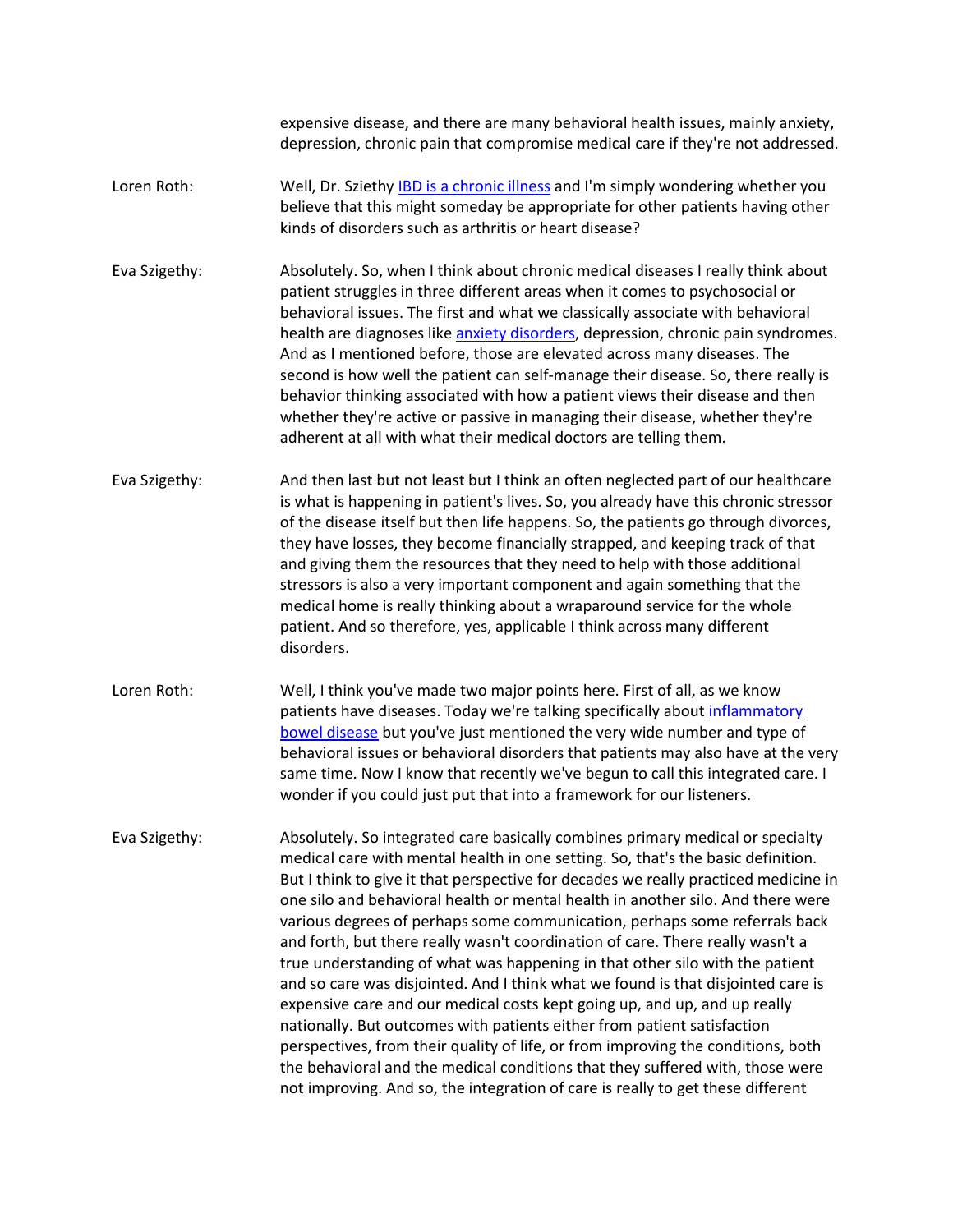expensive disease, and there are many behavioral health issues, mainly anxiety, depression, chronic pain that compromise medical care if they're not addressed.

Loren Roth: Well, Dr. Sziethy [IBD is a chronic illness] and I'm simply wondering whether you believe that this might someday be appropriate for other patients having other kinds of disorders such as arthritis or heart disease?

Eva Szigethy: Absolutely. So, when I think about chronic medical diseases I really think about patient struggles in three different areas when it comes to psychosocial or behavioral issues. The first and what we classically associate with behavioral health are diagnoses like [anxiety disorders], depression, chronic pain syndromes. And as I mentioned before, those are elevated across many diseases. The second is how well the patient can self-manage their disease. So, there really is behavior thinking associated with how a patient views their disease and then whether they're active or passive in managing their disease, whether they're adherent at all with what their medical doctors are telling them.

Eva Szigethy: And then last but not least but I think an often neglected part of our healthcare is what is happening in patient's lives. So, you already have this chronic stressor of the disease itself but then life happens. So, the patients go through divorces, they have losses, they become financially strapped, and keeping track of that and giving them the resources that they need to help with those additional stressors is also a very important component and again something that the medical home is really thinking about a wraparound service for the whole patient. And so therefore, yes, applicable I think across many different disorders.

Loren Roth: Well, I think you've made two major points here. First of all, as we know patients have diseases. Today we're talking specifically about [inflammatory bowel disease] but you've just mentioned the very wide number and type of behavioral issues or behavioral disorders that patients may also have at the very same time. Now I know that recently we've begun to call this integrated care. I wonder if you could just put that into a framework for our listeners.

Eva Szigethy: Absolutely. So integrated care basically combines primary medical or specialty medical care with mental health in one setting. So, that's the basic definition. But I think to give it that perspective for decades we really practiced medicine in one silo and behavioral health or mental health in another silo. And there were various degrees of perhaps some communication, perhaps some referrals back and forth, but there really wasn't coordination of care. There really wasn't a true understanding of what was happening in that other silo with the patient and so care was disjointed. And I think what we found is that disjointed care is expensive care and our medical costs kept going up, and up, and up really nationally. But outcomes with patients either from patient satisfaction perspectives, from their quality of life, or from improving the conditions, both the behavioral and the medical conditions that they suffered with, those were not improving. And so, the integration of care is really to get these different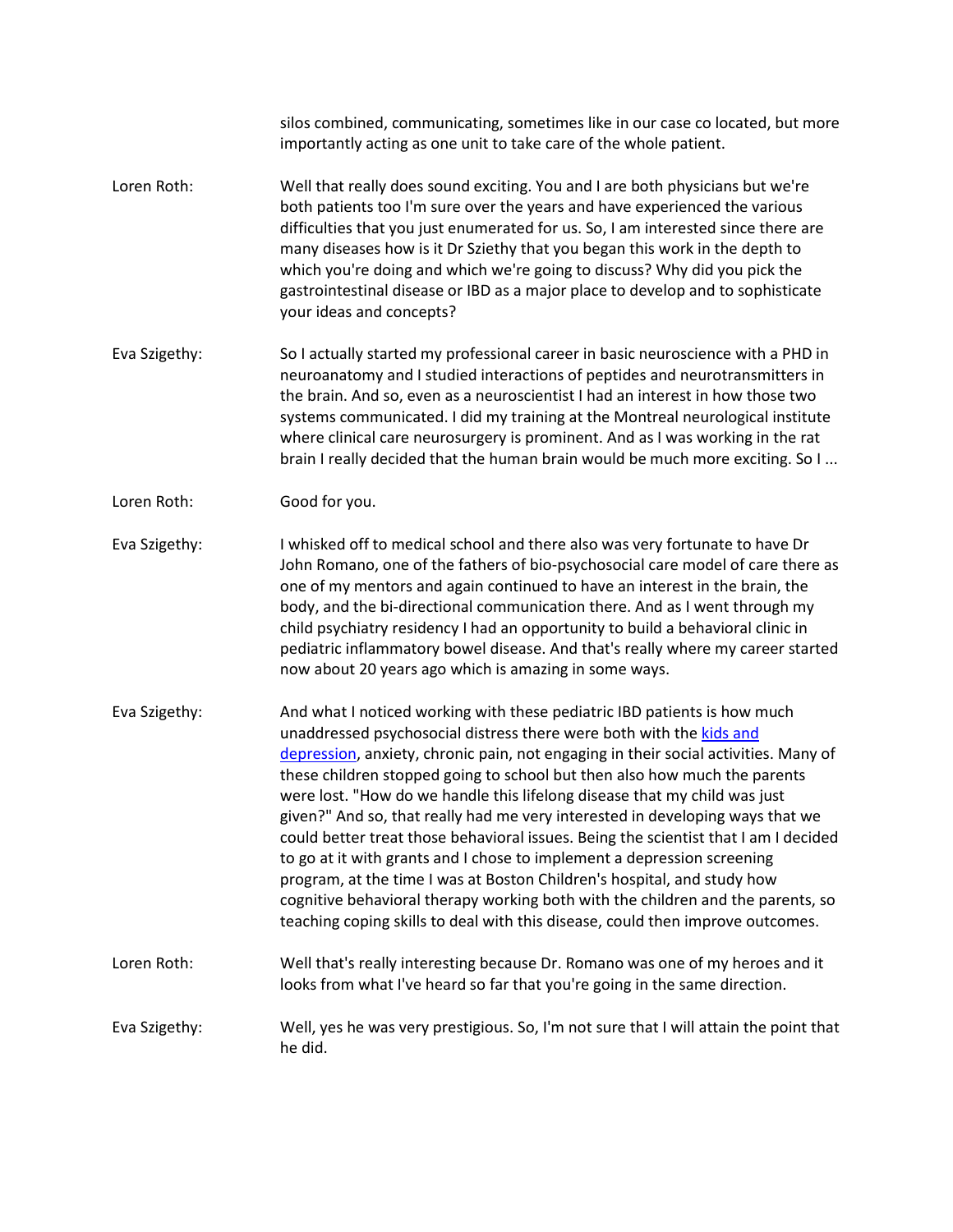silos combined, communicating, sometimes like in our case co located, but more importantly acting as one unit to take care of the whole patient.

**Loren Roth:** Well that really does sound exciting. You and I are both physicians but we're both patients too I'm sure over the years and have experienced the various difficulties that you just enumerated for us. So, I am interested since there are many diseases how is it Dr Sziethy that you began this work in the depth to which you're doing and which we're going to discuss? Why did you pick the gastrointestinal disease or IBD as a major place to develop and to sophisticate your ideas and concepts?

**Eva Szigethy:** So I actually started my professional career in basic neuroscience with a PHD in neuroanatomy and I studied interactions of peptides and neurotransmitters in the brain. And so, even as a neuroscientist I had an interest in how those two systems communicated. I did my training at the Montreal neurological institute where clinical care neurosurgery is prominent. And as I was working in the rat brain I really decided that the human brain would be much more exciting. So I ...

**Loren Roth:** Good for you.

**Eva Szigethy:** I whisked off to medical school and there also was very fortunate to have Dr John Romano, one of the fathers of bio-psychosocial care model of care there as one of my mentors and again continued to have an interest in the brain, the body, and the bi-directional communication there. And as I went through my child psychiatry residency I had an opportunity to build a behavioral clinic in pediatric inflammatory bowel disease. And that's really where my career started now about 20 years ago which is amazing in some ways.

**Eva Szigethy:** And what I noticed working with these pediatric IBD patients is how much unaddressed psychosocial distress there were both with the kids and depression, anxiety, chronic pain, not engaging in their social activities. Many of these children stopped going to school but then also how much the parents were lost. "How do we handle this lifelong disease that my child was just given?" And so, that really had me very interested in developing ways that we could better treat those behavioral issues. Being the scientist that I am I decided to go at it with grants and I chose to implement a depression screening program, at the time I was at Boston Children's hospital, and study how cognitive behavioral therapy working both with the children and the parents, so teaching coping skills to deal with this disease, could then improve outcomes.

**Loren Roth:** Well that's really interesting because Dr. Romano was one of my heroes and it looks from what I've heard so far that you're going in the same direction.

**Eva Szigethy:** Well, yes he was very prestigious. So, I'm not sure that I will attain the point that he did.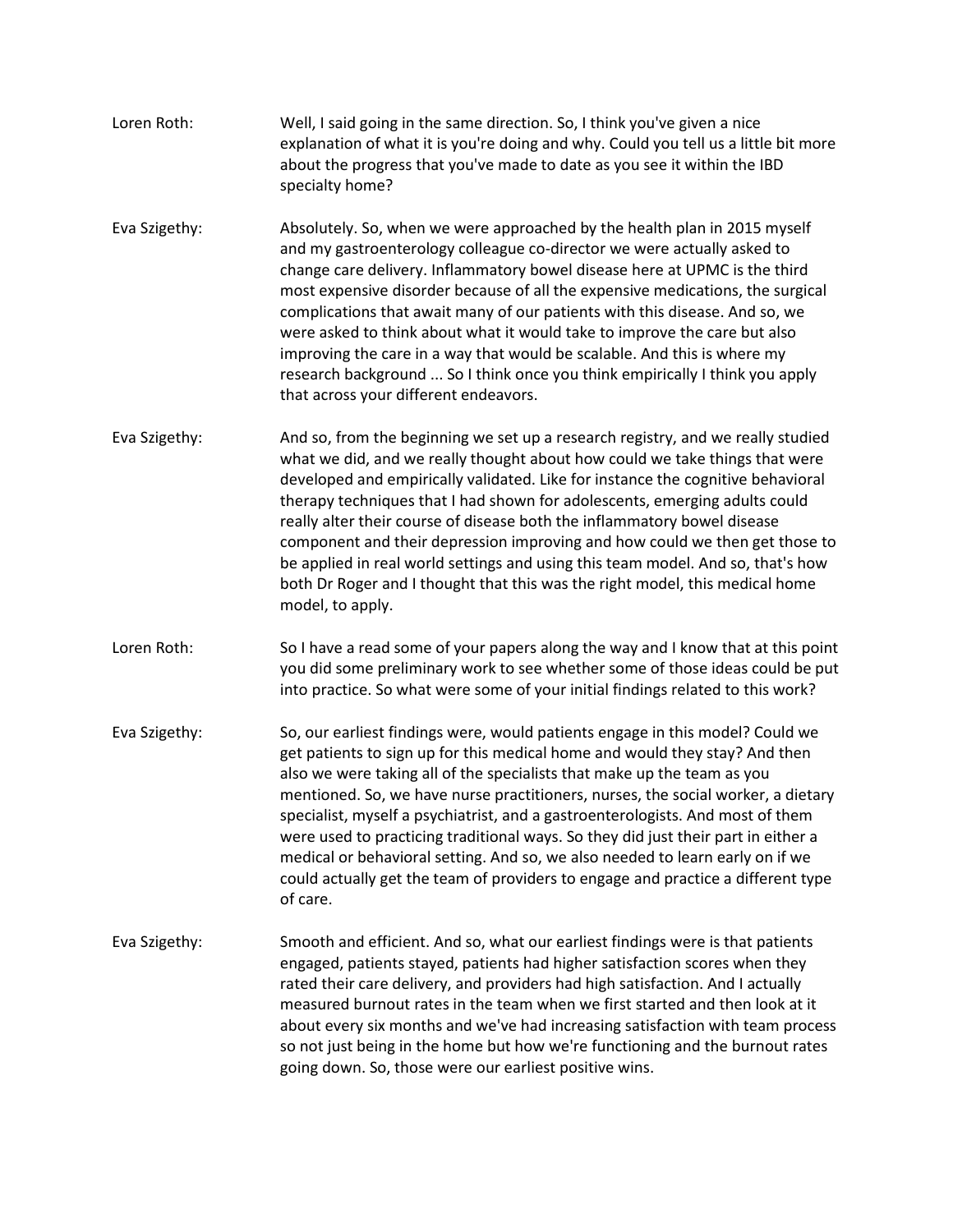Loren Roth: Well, I said going in the same direction. So, I think you've given a nice explanation of what it is you're doing and why. Could you tell us a little bit more about the progress that you've made to date as you see it within the IBD specialty home?

Eva Szigethy: Absolutely. So, when we were approached by the health plan in 2015 myself and my gastroenterology colleague co-director we were actually asked to change care delivery. Inflammatory bowel disease here at UPMC is the third most expensive disorder because of all the expensive medications, the surgical complications that await many of our patients with this disease. And so, we were asked to think about what it would take to improve the care but also improving the care in a way that would be scalable. And this is where my research background ... So I think once you think empirically I think you apply that across your different endeavors.

Eva Szigethy: And so, from the beginning we set up a research registry, and we really studied what we did, and we really thought about how could we take things that were developed and empirically validated. Like for instance the cognitive behavioral therapy techniques that I had shown for adolescents, emerging adults could really alter their course of disease both the inflammatory bowel disease component and their depression improving and how could we then get those to be applied in real world settings and using this team model. And so, that's how both Dr Roger and I thought that this was the right model, this medical home model, to apply.

Loren Roth: So I have a read some of your papers along the way and I know that at this point you did some preliminary work to see whether some of those ideas could be put into practice. So what were some of your initial findings related to this work?

Eva Szigethy: So, our earliest findings were, would patients engage in this model? Could we get patients to sign up for this medical home and would they stay? And then also we were taking all of the specialists that make up the team as you mentioned. So, we have nurse practitioners, nurses, the social worker, a dietary specialist, myself a psychiatrist, and a gastroenterologists. And most of them were used to practicing traditional ways. So they did just their part in either a medical or behavioral setting. And so, we also needed to learn early on if we could actually get the team of providers to engage and practice a different type of care.

Eva Szigethy: Smooth and efficient. And so, what our earliest findings were is that patients engaged, patients stayed, patients had higher satisfaction scores when they rated their care delivery, and providers had high satisfaction. And I actually measured burnout rates in the team when we first started and then look at it about every six months and we've had increasing satisfaction with team process so not just being in the home but how we're functioning and the burnout rates going down. So, those were our earliest positive wins.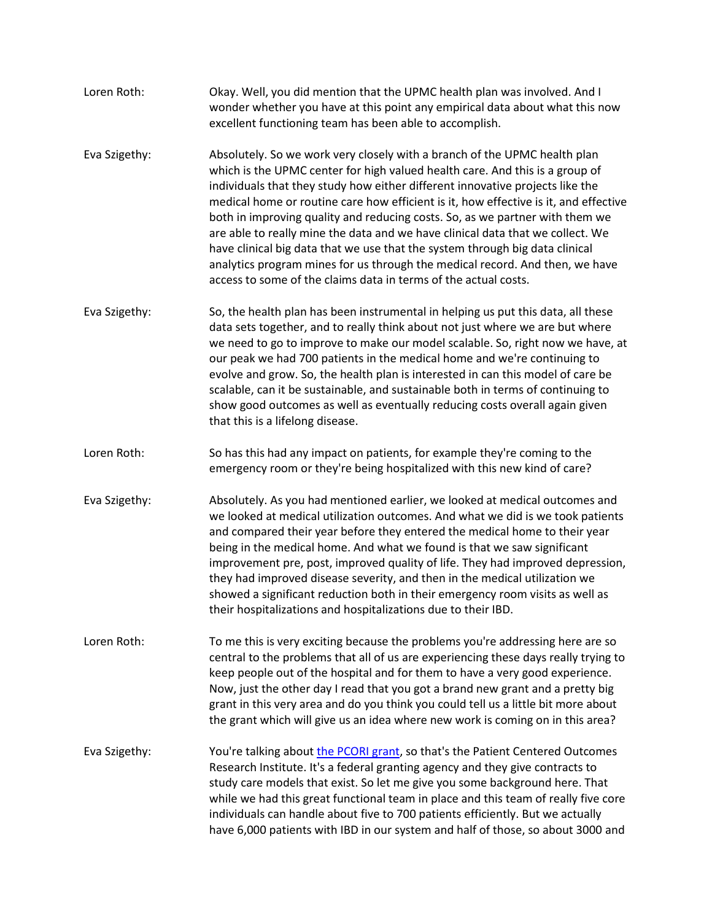Loren Roth: Okay. Well, you did mention that the UPMC health plan was involved. And I wonder whether you have at this point any empirical data about what this now excellent functioning team has been able to accomplish.

Eva Szigethy: Absolutely. So we work very closely with a branch of the UPMC health plan which is the UPMC center for high valued health care. And this is a group of individuals that they study how either different innovative projects like the medical home or routine care how efficient is it, how effective is it, and effective both in improving quality and reducing costs. So, as we partner with them we are able to really mine the data and we have clinical data that we collect. We have clinical big data that we use that the system through big data clinical analytics program mines for us through the medical record. And then, we have access to some of the claims data in terms of the actual costs.

Eva Szigethy: So, the health plan has been instrumental in helping us put this data, all these data sets together, and to really think about not just where we are but where we need to go to improve to make our model scalable. So, right now we have, at our peak we had 700 patients in the medical home and we're continuing to evolve and grow. So, the health plan is interested in can this model of care be scalable, can it be sustainable, and sustainable both in terms of continuing to show good outcomes as well as eventually reducing costs overall again given that this is a lifelong disease.

Loren Roth: So has this had any impact on patients, for example they're coming to the emergency room or they're being hospitalized with this new kind of care?

Eva Szigethy: Absolutely. As you had mentioned earlier, we looked at medical outcomes and we looked at medical utilization outcomes. And what we did is we took patients and compared their year before they entered the medical home to their year being in the medical home. And what we found is that we saw significant improvement pre, post, improved quality of life. They had improved depression, they had improved disease severity, and then in the medical utilization we showed a significant reduction both in their emergency room visits as well as their hospitalizations and hospitalizations due to their IBD.

Loren Roth: To me this is very exciting because the problems you're addressing here are so central to the problems that all of us are experiencing these days really trying to keep people out of the hospital and for them to have a very good experience. Now, just the other day I read that you got a brand new grant and a pretty big grant in this very area and do you think you could tell us a little bit more about the grant which will give us an idea where new work is coming on in this area?

Eva Szigethy: You're talking about [the PCORI grant], so that's the Patient Centered Outcomes Research Institute. It's a federal granting agency and they give contracts to study care models that exist. So let me give you some background here. That while we had this great functional team in place and this team of really five core individuals can handle about five to 700 patients efficiently. But we actually have 6,000 patients with IBD in our system and half of those, so about 3000 and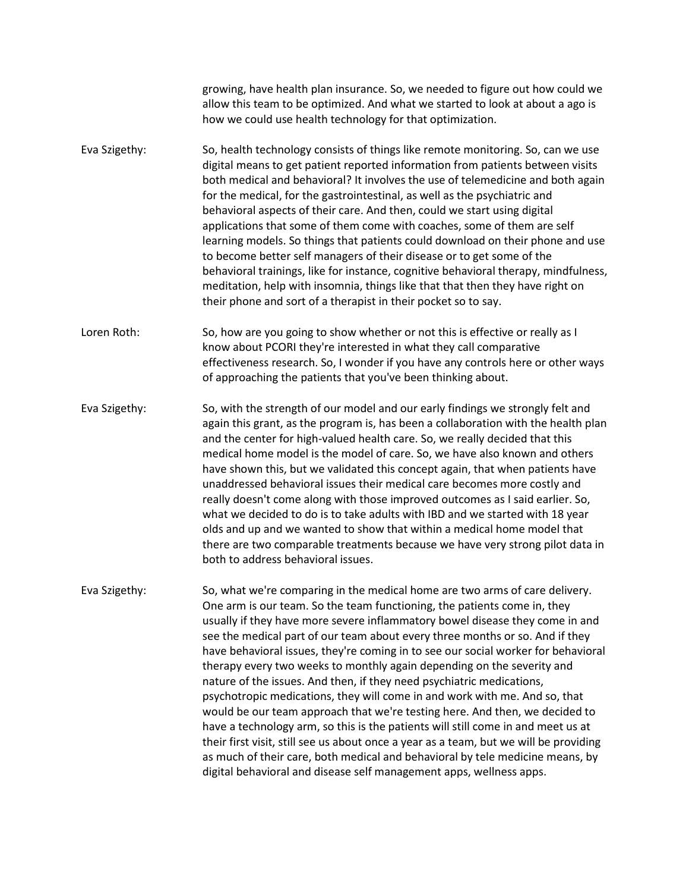growing, have health plan insurance. So, we needed to figure out how could we allow this team to be optimized. And what we started to look at about a ago is how we could use health technology for that optimization.

Eva Szigethy: So, health technology consists of things like remote monitoring. So, can we use digital means to get patient reported information from patients between visits both medical and behavioral? It involves the use of telemedicine and both again for the medical, for the gastrointestinal, as well as the psychiatric and behavioral aspects of their care. And then, could we start using digital applications that some of them come with coaches, some of them are self learning models. So things that patients could download on their phone and use to become better self managers of their disease or to get some of the behavioral trainings, like for instance, cognitive behavioral therapy, mindfulness, meditation, help with insomnia, things like that that then they have right on their phone and sort of a therapist in their pocket so to say.

Loren Roth: So, how are you going to show whether or not this is effective or really as I know about PCORI they're interested in what they call comparative effectiveness research. So, I wonder if you have any controls here or other ways of approaching the patients that you've been thinking about.

Eva Szigethy: So, with the strength of our model and our early findings we strongly felt and again this grant, as the program is, has been a collaboration with the health plan and the center for high-valued health care. So, we really decided that this medical home model is the model of care. So, we have also known and others have shown this, but we validated this concept again, that when patients have unaddressed behavioral issues their medical care becomes more costly and really doesn't come along with those improved outcomes as I said earlier. So, what we decided to do is to take adults with IBD and we started with 18 year olds and up and we wanted to show that within a medical home model that there are two comparable treatments because we have very strong pilot data in both to address behavioral issues.

Eva Szigethy: So, what we're comparing in the medical home are two arms of care delivery. One arm is our team. So the team functioning, the patients come in, they usually if they have more severe inflammatory bowel disease they come in and see the medical part of our team about every three months or so. And if they have behavioral issues, they're coming in to see our social worker for behavioral therapy every two weeks to monthly again depending on the severity and nature of the issues. And then, if they need psychiatric medications, psychotropic medications, they will come in and work with me. And so, that would be our team approach that we're testing here. And then, we decided to have a technology arm, so this is the patients will still come in and meet us at their first visit, still see us about once a year as a team, but we will be providing as much of their care, both medical and behavioral by tele medicine means, by digital behavioral and disease self management apps, wellness apps.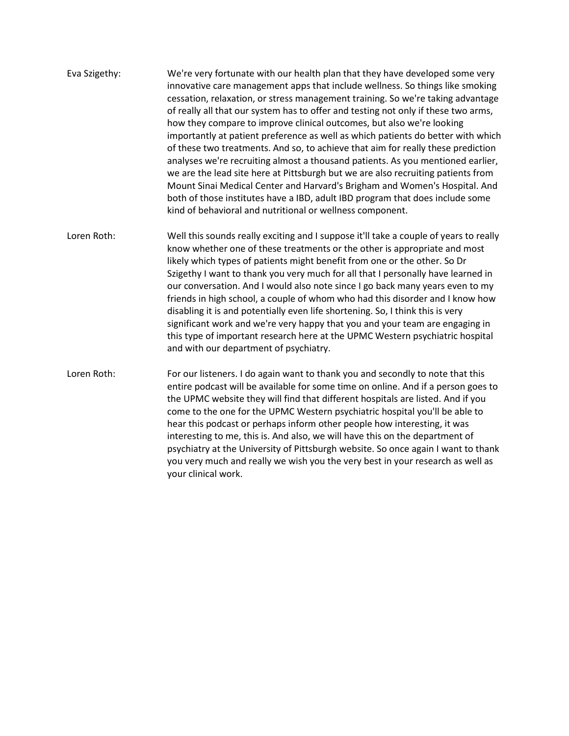Eva Szigethy: We're very fortunate with our health plan that they have developed some very innovative care management apps that include wellness. So things like smoking cessation, relaxation, or stress management training. So we're taking advantage of really all that our system has to offer and testing not only if these two arms, how they compare to improve clinical outcomes, but also we're looking importantly at patient preference as well as which patients do better with which of these two treatments. And so, to achieve that aim for really these prediction analyses we're recruiting almost a thousand patients. As you mentioned earlier, we are the lead site here at Pittsburgh but we are also recruiting patients from Mount Sinai Medical Center and Harvard's Brigham and Women's Hospital. And both of those institutes have a IBD, adult IBD program that does include some kind of behavioral and nutritional or wellness component.

Loren Roth: Well this sounds really exciting and I suppose it'll take a couple of years to really know whether one of these treatments or the other is appropriate and most likely which types of patients might benefit from one or the other. So Dr Szigethy I want to thank you very much for all that I personally have learned in our conversation. And I would also note since I go back many years even to my friends in high school, a couple of whom who had this disorder and I know how disabling it is and potentially even life shortening. So, I think this is very significant work and we're very happy that you and your team are engaging in this type of important research here at the UPMC Western psychiatric hospital and with our department of psychiatry.

Loren Roth: For our listeners. I do again want to thank you and secondly to note that this entire podcast will be available for some time on online. And if a person goes to the UPMC website they will find that different hospitals are listed. And if you come to the one for the UPMC Western psychiatric hospital you'll be able to hear this podcast or perhaps inform other people how interesting, it was interesting to me, this is. And also, we will have this on the department of psychiatry at the University of Pittsburgh website. So once again I want to thank you very much and really we wish you the very best in your research as well as your clinical work.